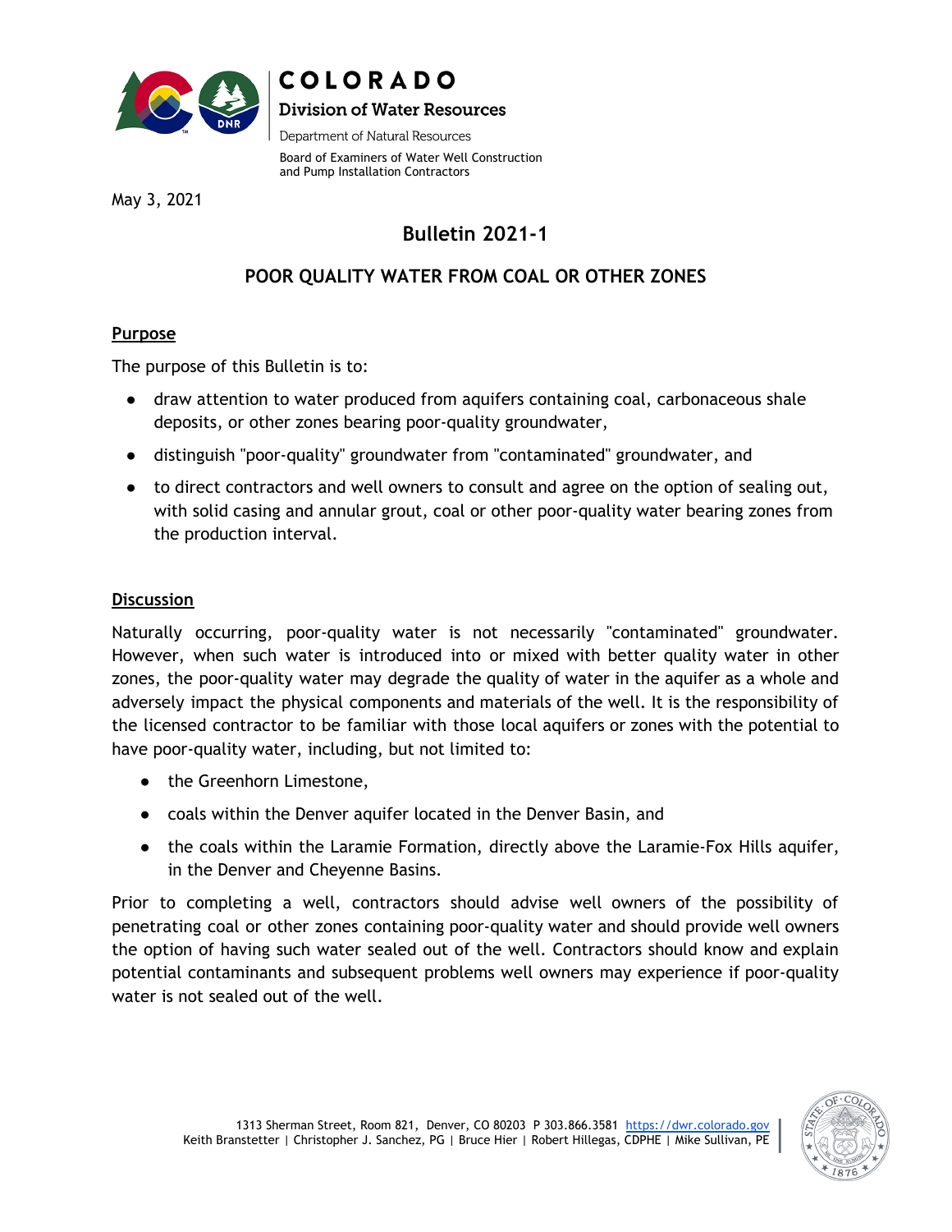COLORADO

Division of Water Resources

Department of Natural Resources

Board of Examiners of Water Well Construction and Pump Installation Contractors

May 3, 2021

# Bulletin 2021-1

## POOR QUALITY WATER FROM COAL OR OTHER ZONES

### Purpose

The purpose of this Bulletin is to:

- draw attention to water produced from aquifers containing coal, carbonaceous shale deposits, or other zones bearing poor-quality groundwater,
- distinguish "poor-quality" groundwater from "contaminated" groundwater, and
- to direct contractors and well owners to consult and agree on the option of sealing out, with solid casing and annular grout, coal or other poor-quality water bearing zones from the production interval.

### Discussion

Naturally occurring, poor-quality water is not necessarily "contaminated" groundwater. However, when such water is introduced into or mixed with better quality water in other zones, the poor-quality water may degrade the quality of water in the aquifer as a whole and adversely impact the physical components and materials of the well. It is the responsibility of the licensed contractor to be familiar with those local aquifers or zones with the potential to have poor-quality water, including, but not limited to:

- the Greenhorn Limestone,
- coals within the Denver aquifer located in the Denver Basin, and
- the coals within the Laramie Formation, directly above the Laramie-Fox Hills aquifer, in the Denver and Cheyenne Basins.

Prior to completing a well, contractors should advise well owners of the possibility of penetrating coal or other zones containing poor-quality water and should provide well owners the option of having such water sealed out of the well. Contractors should know and explain potential contaminants and subsequent problems well owners may experience if poor-quality water is not sealed out of the well.

1313 Sherman Street, Room 821, Denver, CO 80203 P 303.866.3581 https://dwr.colorado.gov
Keith Branstetter | Christopher J. Sanchez, PG | Bruce Hier | Robert Hillegas, CDPHE | Mike Sullivan, PE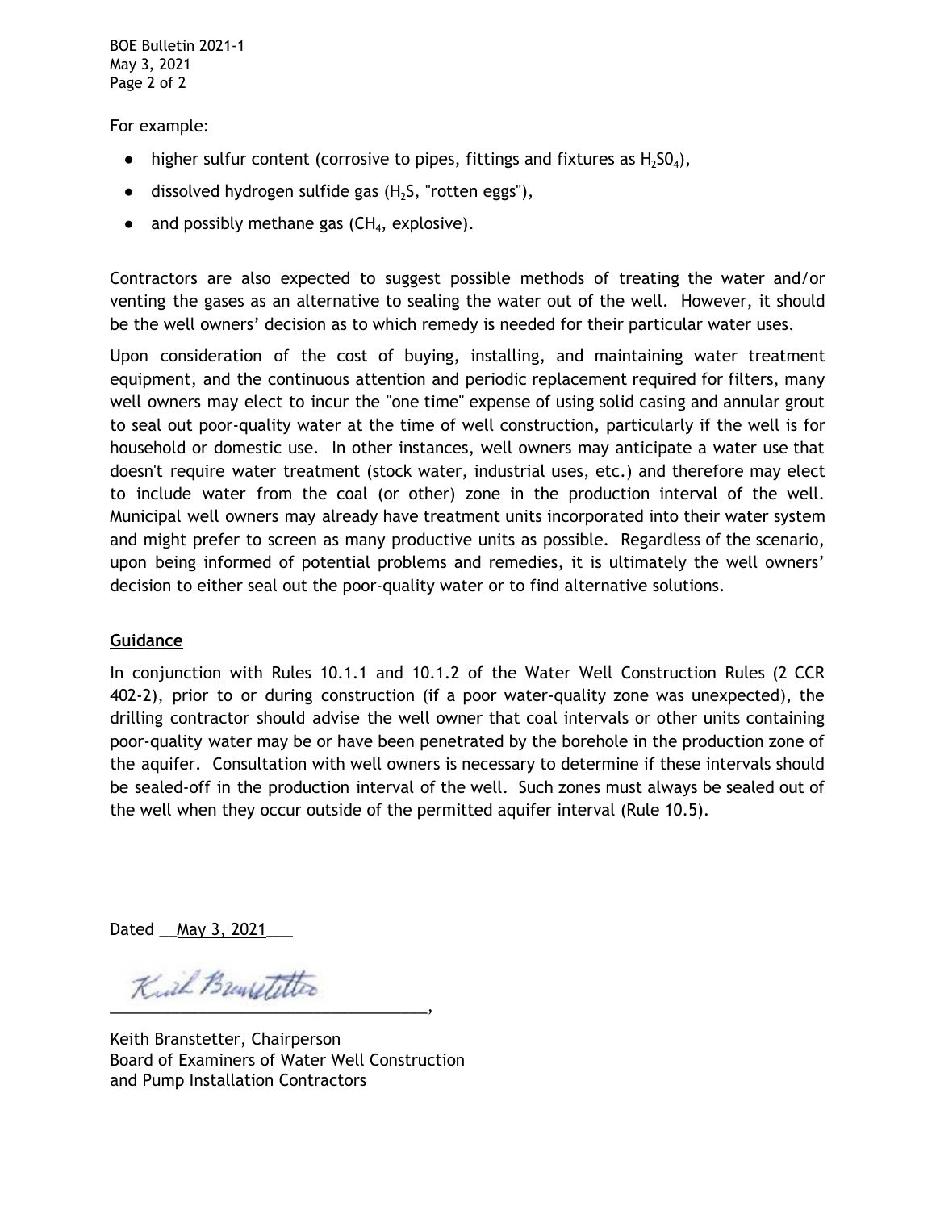For example:

- higher sulfur content (corrosive to pipes, fittings and fixtures as $H_2SO_4$),
- dissolved hydrogen sulfide gas ($H_2S$, "rotten eggs"),
- and possibly methane gas ($CH_4$, explosive).

Contractors are also expected to suggest possible methods of treating the water and/or venting the gases as an alternative to sealing the water out of the well. However, it should be the well owners' decision as to which remedy is needed for their particular water uses.

Upon consideration of the cost of buying, installing, and maintaining water treatment equipment, and the continuous attention and periodic replacement required for filters, many well owners may elect to incur the "one time" expense of using solid casing and annular grout to seal out poor-quality water at the time of well construction, particularly if the well is for household or domestic use. In other instances, well owners may anticipate a water use that doesn't require water treatment (stock water, industrial uses, etc.) and therefore may elect to include water from the coal (or other) zone in the production interval of the well. Municipal well owners may already have treatment units incorporated into their water system and might prefer to screen as many productive units as possible. Regardless of the scenario, upon being informed of potential problems and remedies, it is ultimately the well owners' decision to either seal out the poor-quality water or to find alternative solutions.

## Guidance

In conjunction with Rules 10.1.1 and 10.1.2 of the Water Well Construction Rules (2 CCR 402-2), prior to or during construction (if a poor water-quality zone was unexpected), the drilling contractor should advise the well owner that coal intervals or other units containing poor-quality water may be or have been penetrated by the borehole in the production zone of the aquifer. Consultation with well owners is necessary to determine if these intervals should be sealed-off in the production interval of the well. Such zones must always be sealed out of the well when they occur outside of the permitted aquifer interval (Rule 10.5).

Dated May 3, 2021

Keith Branstetter, Chairperson
Board of Examiners of Water Well Construction and Pump Installation Contractors